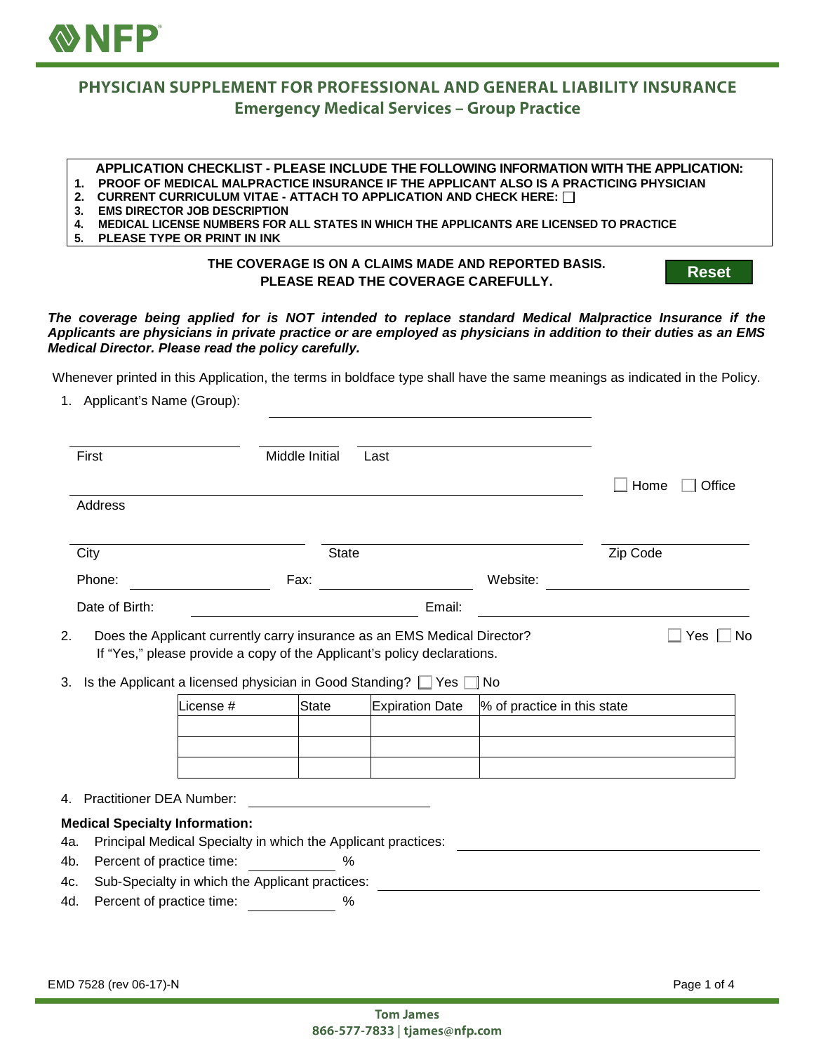# PHYSICIAN SUPPLEMENT FOR PROFESSIONAL AND GENERAL LIABILITY INSURANCE

## Emergency Medical Services – Group Practice

**APPLICATION CHECKLIST - PLEASE INCLUDE THE FOLLOWING INFORMATION WITH THE APPLICATION:**

1. **PROOF OF MEDICAL MALPRACTICE INSURANCE IF THE APPLICANT ALSO IS A PRACTICING PHYSICIAN**
2. **CURRENT CURRICULUM VITAE - ATTACH TO APPLICATION AND CHECK HERE:** ☐
3. **EMS DIRECTOR JOB DESCRIPTION**
4. **MEDICAL LICENSE NUMBERS FOR ALL STATES IN WHICH THE APPLICANTS ARE LICENSED TO PRACTICE**
5. **PLEASE TYPE OR PRINT IN INK**

**THE COVERAGE IS ON A CLAIMS MADE AND REPORTED BASIS.**
**PLEASE READ THE COVERAGE CAREFULLY.**

Reset

***The coverage being applied for is NOT intended to replace standard Medical Malpractice Insurance if the Applicants are physicians in private practice or are employed as physicians in addition to their duties as an EMS Medical Director. Please read the policy carefully.***

Whenever printed in this Application, the terms in boldface type shall have the same meanings as indicated in the Policy.

1. Applicant's Name (Group): ______________________________

First ______________ Middle Initial ______ Last ______________

Address ______________________________ ☐ Home ☐ Office

City ______________ State ______________ Zip Code ______________

Phone: ______________ Fax: ______________ Website: ______________

Date of Birth: ______________ Email: ______________

2. Does the Applicant currently carry insurance as an EMS Medical Director? ☐ Yes ☐ No
   If "Yes," please provide a copy of the Applicant's policy declarations.

3. Is the Applicant a licensed physician in Good Standing? ☐ Yes ☐ No

| License # | State | Expiration Date | % of practice in this state |
|---|---|---|---|
| | | | |
| | | | |
| | | | |

4. Practitioner DEA Number: ______________

**Medical Specialty Information:**

4a. Principal Medical Specialty in which the Applicant practices: ______________________________

4b. Percent of practice time: __________ %

4c. Sub-Specialty in which the Applicant practices: ______________________________

4d. Percent of practice time: __________ %

EMD 7528 (rev 06-17)-N

Tom James
866-577-7833 | tjames@nfp.com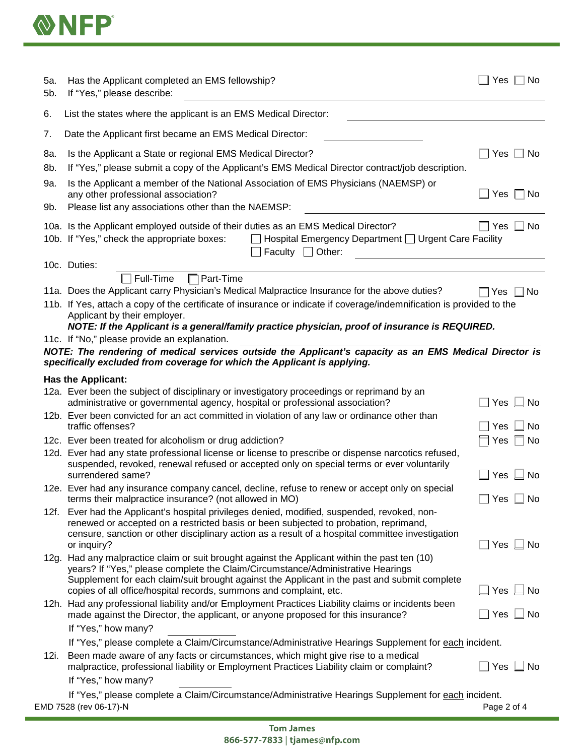5a. Has the Applicant completed an EMS fellowship? ☐ Yes ☐ No

5b. If "Yes," please describe: ______________________________

6. List the states where the applicant is an EMS Medical Director: ______________________________

7. Date the Applicant first became an EMS Medical Director: ____________________

8a. Is the Applicant a State or regional EMS Medical Director? ☐ Yes ☐ No

8b. If "Yes," please submit a copy of the Applicant's EMS Medical Director contract/job description.

9a. Is the Applicant a member of the National Association of EMS Physicians (NAEMSP) or any other professional association? ☐ Yes ☐ No

9b. Please list any associations other than the NAEMSP: ______________________________

10a. Is the Applicant employed outside of their duties as an EMS Medical Director? ☐ Yes ☐ No

10b. If "Yes," check the appropriate boxes: ☐ Hospital Emergency Department ☐ Urgent Care Facility ☐ Faculty ☐ Other: ____________________

10c. Duties: ______________________________

☐ Full-Time ☐ Part-Time

11a. Does the Applicant carry Physician's Medical Malpractice Insurance for the above duties? ☐ Yes ☐ No

11b. If Yes, attach a copy of the certificate of insurance or indicate if coverage/indemnification is provided to the Applicant by their employer.
***NOTE: If the Applicant is a general/family practice physician, proof of insurance is REQUIRED.***

11c. If "No," please provide an explanation. ______________________________

***NOTE: The rendering of medical services outside the Applicant's capacity as an EMS Medical Director is specifically excluded from coverage for which the Applicant is applying.***

**Has the Applicant:**

12a. Ever been the subject of disciplinary or investigatory proceedings or reprimand by an administrative or governmental agency, hospital or professional association? ☐ Yes ☐ No

12b. Ever been convicted for an act committed in violation of any law or ordinance other than traffic offenses? ☐ Yes ☐ No

12c. Ever been treated for alcoholism or drug addiction? ☐ Yes ☐ No

12d. Ever had any state professional license or license to prescribe or dispense narcotics refused, suspended, revoked, renewal refused or accepted only on special terms or ever voluntarily surrendered same? ☐ Yes ☐ No

12e. Ever had any insurance company cancel, decline, refuse to renew or accept only on special terms their malpractice insurance? (not allowed in MO) ☐ Yes ☐ No

12f. Ever had the Applicant's hospital privileges denied, modified, suspended, revoked, non-renewed or accepted on a restricted basis or been subjected to probation, reprimand, censure, sanction or other disciplinary action as a result of a hospital committee investigation or inquiry? ☐ Yes ☐ No

12g. Had any malpractice claim or suit brought against the Applicant within the past ten (10) years? If "Yes," please complete the Claim/Circumstance/Administrative Hearings Supplement for each claim/suit brought against the Applicant in the past and submit complete copies of all office/hospital records, summons and complaint, etc. ☐ Yes ☐ No

12h. Had any professional liability and/or Employment Practices Liability claims or incidents been made against the Director, the applicant, or anyone proposed for this insurance? ☐ Yes ☐ No

If "Yes," how many? __________

If "Yes," please complete a Claim/Circumstance/Administrative Hearings Supplement for <u>each</u> incident.

12i. Been made aware of any facts or circumstances, which might give rise to a medical malpractice, professional liability or Employment Practices Liability claim or complaint? ☐ Yes ☐ No

If "Yes," how many? __________

If "Yes," please complete a Claim/Circumstance/Administrative Hearings Supplement for <u>each</u> incident.

EMD 7528 (rev 06-17)-N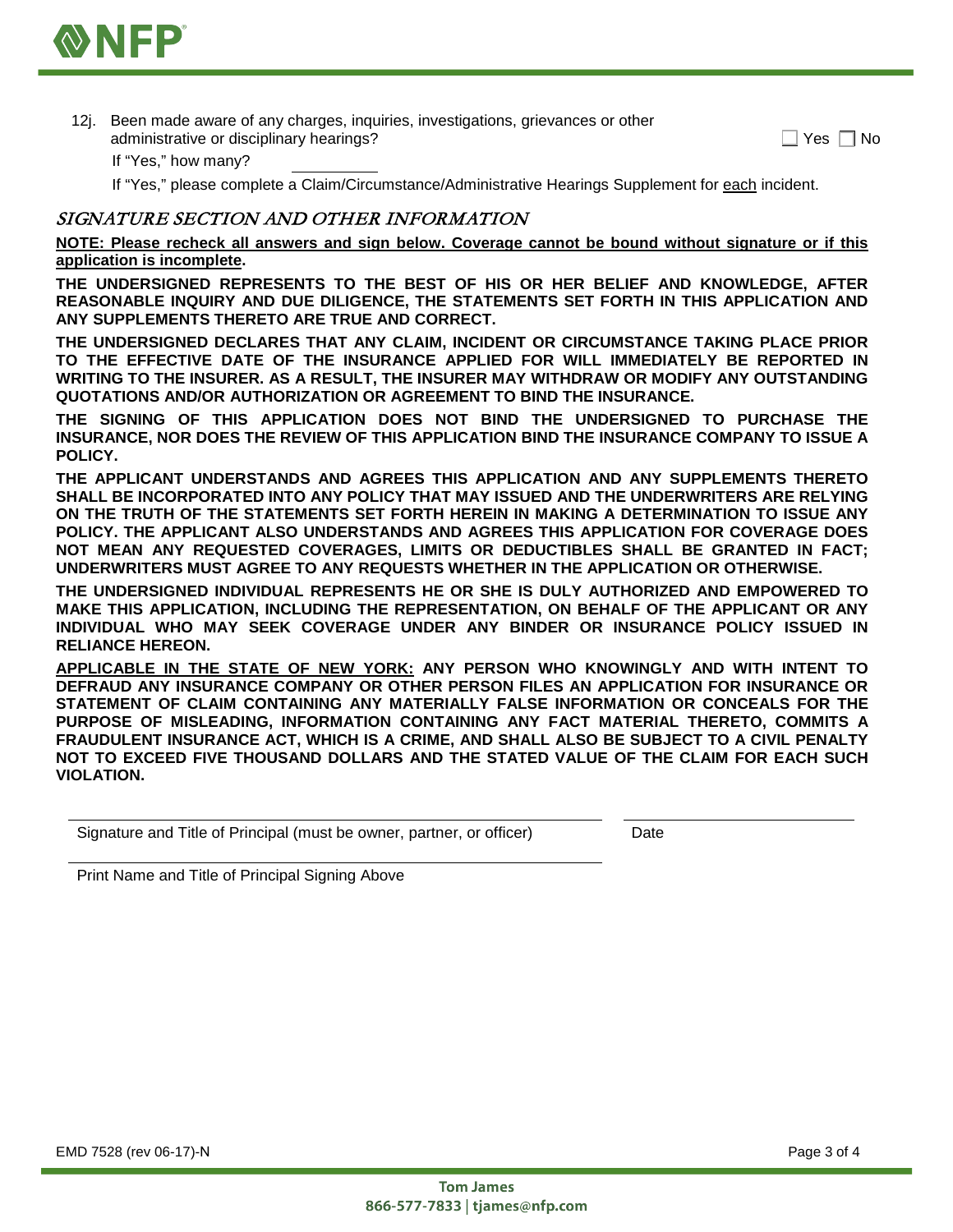12j. Been made aware of any charges, inquiries, investigations, grievances or other administrative or disciplinary hearings? ☐ Yes ☐ No

If "Yes," how many? __________

If "Yes," please complete a Claim/Circumstance/Administrative Hearings Supplement for <u>each</u> incident.

## *SIGNATURE SECTION AND OTHER INFORMATION*

**<u>NOTE: Please recheck all answers and sign below. Coverage cannot be bound without signature or if this application is incomplete</u>.**

**THE UNDERSIGNED REPRESENTS TO THE BEST OF HIS OR HER BELIEF AND KNOWLEDGE, AFTER REASONABLE INQUIRY AND DUE DILIGENCE, THE STATEMENTS SET FORTH IN THIS APPLICATION AND ANY SUPPLEMENTS THERETO ARE TRUE AND CORRECT.**

**THE UNDERSIGNED DECLARES THAT ANY CLAIM, INCIDENT OR CIRCUMSTANCE TAKING PLACE PRIOR TO THE EFFECTIVE DATE OF THE INSURANCE APPLIED FOR WILL IMMEDIATELY BE REPORTED IN WRITING TO THE INSURER. AS A RESULT, THE INSURER MAY WITHDRAW OR MODIFY ANY OUTSTANDING QUOTATIONS AND/OR AUTHORIZATION OR AGREEMENT TO BIND THE INSURANCE.**

**THE SIGNING OF THIS APPLICATION DOES NOT BIND THE UNDERSIGNED TO PURCHASE THE INSURANCE, NOR DOES THE REVIEW OF THIS APPLICATION BIND THE INSURANCE COMPANY TO ISSUE A POLICY.**

**THE APPLICANT UNDERSTANDS AND AGREES THIS APPLICATION AND ANY SUPPLEMENTS THERETO SHALL BE INCORPORATED INTO ANY POLICY THAT MAY ISSUED AND THE UNDERWRITERS ARE RELYING ON THE TRUTH OF THE STATEMENTS SET FORTH HEREIN IN MAKING A DETERMINATION TO ISSUE ANY POLICY. THE APPLICANT ALSO UNDERSTANDS AND AGREES THIS APPLICATION FOR COVERAGE DOES NOT MEAN ANY REQUESTED COVERAGES, LIMITS OR DEDUCTIBLES SHALL BE GRANTED IN FACT; UNDERWRITERS MUST AGREE TO ANY REQUESTS WHETHER IN THE APPLICATION OR OTHERWISE.**

**THE UNDERSIGNED INDIVIDUAL REPRESENTS HE OR SHE IS DULY AUTHORIZED AND EMPOWERED TO MAKE THIS APPLICATION, INCLUDING THE REPRESENTATION, ON BEHALF OF THE APPLICANT OR ANY INDIVIDUAL WHO MAY SEEK COVERAGE UNDER ANY BINDER OR INSURANCE POLICY ISSUED IN RELIANCE HEREON.**

**<u>APPLICABLE IN THE STATE OF NEW YORK:</u> ANY PERSON WHO KNOWINGLY AND WITH INTENT TO DEFRAUD ANY INSURANCE COMPANY OR OTHER PERSON FILES AN APPLICATION FOR INSURANCE OR STATEMENT OF CLAIM CONTAINING ANY MATERIALLY FALSE INFORMATION OR CONCEALS FOR THE PURPOSE OF MISLEADING, INFORMATION CONTAINING ANY FACT MATERIAL THERETO, COMMITS A FRAUDULENT INSURANCE ACT, WHICH IS A CRIME, AND SHALL ALSO BE SUBJECT TO A CIVIL PENALTY NOT TO EXCEED FIVE THOUSAND DOLLARS AND THE STATED VALUE OF THE CLAIM FOR EACH SUCH VIOLATION.**

______________________________________________ ____________________

Signature and Title of Principal (must be owner, partner, or officer) Date

______________________________________________

Print Name and Title of Principal Signing Above

EMD 7528 (rev 06-17)-N

Tom James
866-577-7833 | tjames@nfp.com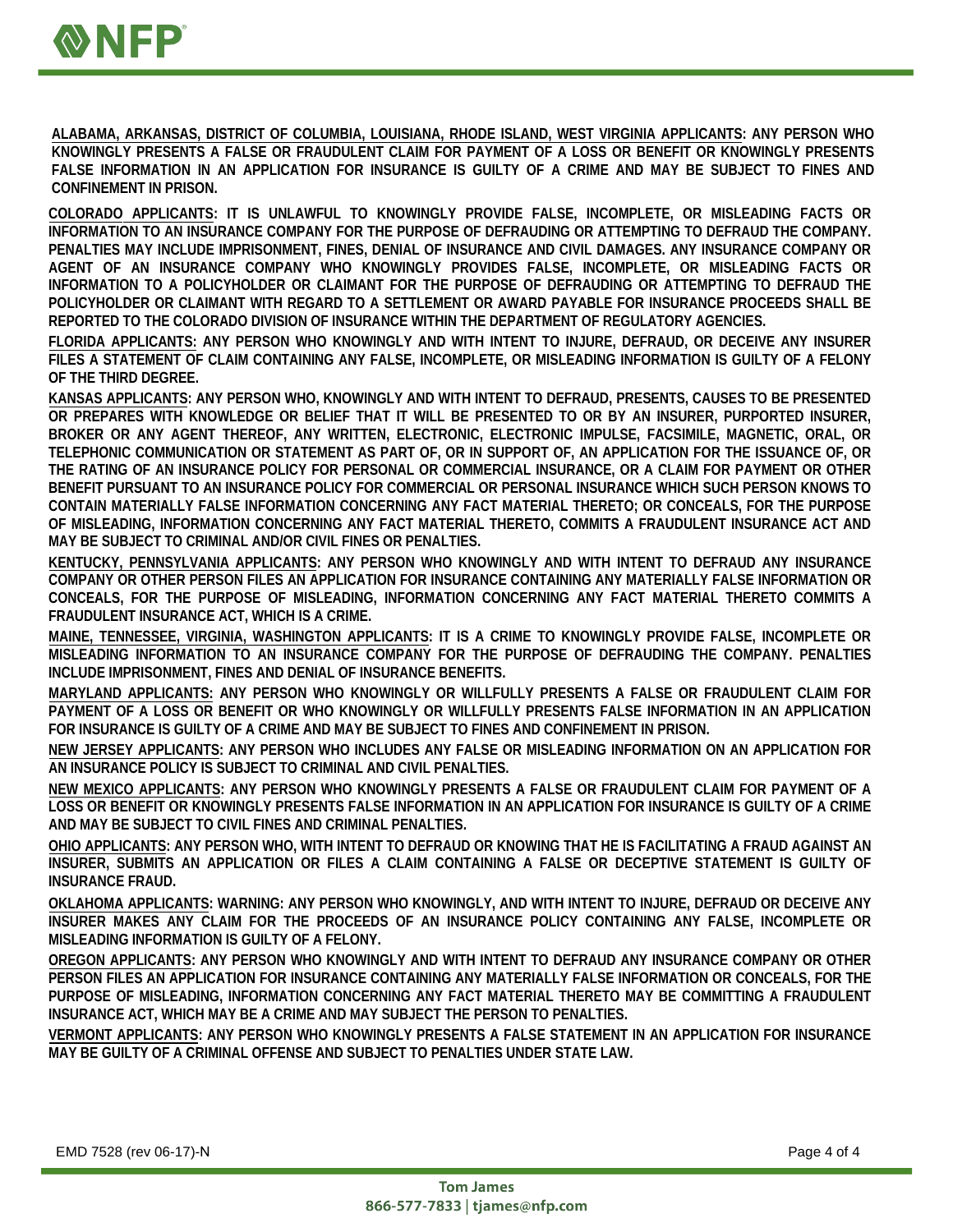**<u>ALABAMA, ARKANSAS, DISTRICT OF COLUMBIA, LOUISIANA, RHODE ISLAND, WEST VIRGINIA APPLICANTS</u>: ANY PERSON WHO KNOWINGLY PRESENTS A FALSE OR FRAUDULENT CLAIM FOR PAYMENT OF A LOSS OR BENEFIT OR KNOWINGLY PRESENTS FALSE INFORMATION IN AN APPLICATION FOR INSURANCE IS GUILTY OF A CRIME AND MAY BE SUBJECT TO FINES AND CONFINEMENT IN PRISON.**

**<u>COLORADO APPLICANTS</u>: IT IS UNLAWFUL TO KNOWINGLY PROVIDE FALSE, INCOMPLETE, OR MISLEADING FACTS OR INFORMATION TO AN INSURANCE COMPANY FOR THE PURPOSE OF DEFRAUDING OR ATTEMPTING TO DEFRAUD THE COMPANY. PENALTIES MAY INCLUDE IMPRISONMENT, FINES, DENIAL OF INSURANCE AND CIVIL DAMAGES. ANY INSURANCE COMPANY OR AGENT OF AN INSURANCE COMPANY WHO KNOWINGLY PROVIDES FALSE, INCOMPLETE, OR MISLEADING FACTS OR INFORMATION TO A POLICYHOLDER OR CLAIMANT FOR THE PURPOSE OF DEFRAUDING OR ATTEMPTING TO DEFRAUD THE POLICYHOLDER OR CLAIMANT WITH REGARD TO A SETTLEMENT OR AWARD PAYABLE FOR INSURANCE PROCEEDS SHALL BE REPORTED TO THE COLORADO DIVISION OF INSURANCE WITHIN THE DEPARTMENT OF REGULATORY AGENCIES.**

**<u>FLORIDA APPLICANTS:</u> ANY PERSON WHO KNOWINGLY AND WITH INTENT TO INJURE, DEFRAUD, OR DECEIVE ANY INSURER FILES A STATEMENT OF CLAIM CONTAINING ANY FALSE, INCOMPLETE, OR MISLEADING INFORMATION IS GUILTY OF A FELONY OF THE THIRD DEGREE.**

**<u>KANSAS APPLICANTS</u>: ANY PERSON WHO, KNOWINGLY AND WITH INTENT TO DEFRAUD, PRESENTS, CAUSES TO BE PRESENTED OR PREPARES WITH KNOWLEDGE OR BELIEF THAT IT WILL BE PRESENTED TO OR BY AN INSURER, PURPORTED INSURER, BROKER OR ANY AGENT THEREOF, ANY WRITTEN, ELECTRONIC, ELECTRONIC IMPULSE, FACSIMILE, MAGNETIC, ORAL, OR TELEPHONIC COMMUNICATION OR STATEMENT AS PART OF, OR IN SUPPORT OF, AN APPLICATION FOR THE ISSUANCE OF, OR THE RATING OF AN INSURANCE POLICY FOR PERSONAL OR COMMERCIAL INSURANCE, OR A CLAIM FOR PAYMENT OR OTHER BENEFIT PURSUANT TO AN INSURANCE POLICY FOR COMMERCIAL OR PERSONAL INSURANCE WHICH SUCH PERSON KNOWS TO CONTAIN MATERIALLY FALSE INFORMATION CONCERNING ANY FACT MATERIAL THERETO; OR CONCEALS, FOR THE PURPOSE OF MISLEADING, INFORMATION CONCERNING ANY FACT MATERIAL THERETO, COMMITS A FRAUDULENT INSURANCE ACT AND MAY BE SUBJECT TO CRIMINAL AND/OR CIVIL FINES OR PENALTIES.**

**<u>KENTUCKY, PENNSYLVANIA APPLICANTS</u>: ANY PERSON WHO KNOWINGLY AND WITH INTENT TO DEFRAUD ANY INSURANCE COMPANY OR OTHER PERSON FILES AN APPLICATION FOR INSURANCE CONTAINING ANY MATERIALLY FALSE INFORMATION OR CONCEALS, FOR THE PURPOSE OF MISLEADING, INFORMATION CONCERNING ANY FACT MATERIAL THERETO COMMITS A FRAUDULENT INSURANCE ACT, WHICH IS A CRIME.**

**<u>MAINE, TENNESSEE, VIRGINIA, WASHINGTON APPLICANTS</u>: IT IS A CRIME TO KNOWINGLY PROVIDE FALSE, INCOMPLETE OR MISLEADING INFORMATION TO AN INSURANCE COMPANY FOR THE PURPOSE OF DEFRAUDING THE COMPANY. PENALTIES INCLUDE IMPRISONMENT, FINES AND DENIAL OF INSURANCE BENEFITS.**

**<u>MARYLAND APPLICANTS</u>: ANY PERSON WHO KNOWINGLY OR WILLFULLY PRESENTS A FALSE OR FRAUDULENT CLAIM FOR PAYMENT OF A LOSS OR BENEFIT OR WHO KNOWINGLY OR WILLFULLY PRESENTS FALSE INFORMATION IN AN APPLICATION FOR INSURANCE IS GUILTY OF A CRIME AND MAY BE SUBJECT TO FINES AND CONFINEMENT IN PRISON.**

**<u>NEW JERSEY APPLICANTS</u>: ANY PERSON WHO INCLUDES ANY FALSE OR MISLEADING INFORMATION ON AN APPLICATION FOR AN INSURANCE POLICY IS SUBJECT TO CRIMINAL AND CIVIL PENALTIES.**

**<u>NEW MEXICO APPLICANTS</u>: ANY PERSON WHO KNOWINGLY PRESENTS A FALSE OR FRAUDULENT CLAIM FOR PAYMENT OF A LOSS OR BENEFIT OR KNOWINGLY PRESENTS FALSE INFORMATION IN AN APPLICATION FOR INSURANCE IS GUILTY OF A CRIME AND MAY BE SUBJECT TO CIVIL FINES AND CRIMINAL PENALTIES.**

**<u>OHIO APPLICANTS</u>: ANY PERSON WHO, WITH INTENT TO DEFRAUD OR KNOWING THAT HE IS FACILITATING A FRAUD AGAINST AN INSURER, SUBMITS AN APPLICATION OR FILES A CLAIM CONTAINING A FALSE OR DECEPTIVE STATEMENT IS GUILTY OF INSURANCE FRAUD.**

**<u>OKLAHOMA APPLICANTS</u>: WARNING: ANY PERSON WHO KNOWINGLY, AND WITH INTENT TO INJURE, DEFRAUD OR DECEIVE ANY INSURER MAKES ANY CLAIM FOR THE PROCEEDS OF AN INSURANCE POLICY CONTAINING ANY FALSE, INCOMPLETE OR MISLEADING INFORMATION IS GUILTY OF A FELONY.**

**<u>OREGON APPLICANTS</u>: ANY PERSON WHO KNOWINGLY AND WITH INTENT TO DEFRAUD ANY INSURANCE COMPANY OR OTHER PERSON FILES AN APPLICATION FOR INSURANCE CONTAINING ANY MATERIALLY FALSE INFORMATION OR CONCEALS, FOR THE PURPOSE OF MISLEADING, INFORMATION CONCERNING ANY FACT MATERIAL THERETO MAY BE COMMITTING A FRAUDULENT INSURANCE ACT, WHICH MAY BE A CRIME AND MAY SUBJECT THE PERSON TO PENALTIES.**

**<u>VERMONT APPLICANTS</u>: ANY PERSON WHO KNOWINGLY PRESENTS A FALSE STATEMENT IN AN APPLICATION FOR INSURANCE MAY BE GUILTY OF A CRIMINAL OFFENSE AND SUBJECT TO PENALTIES UNDER STATE LAW.**

EMD 7528 (rev 06-17)-N

**Tom James**
**866-577-7833 | tjames@nfp.com**